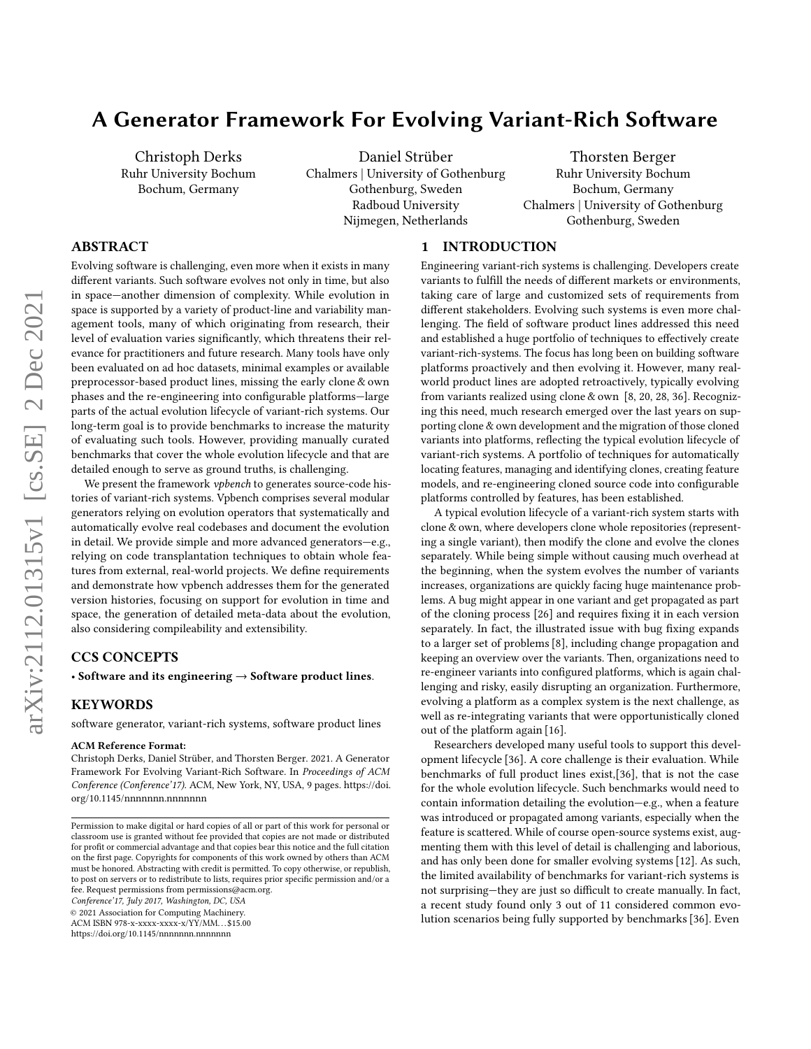# A Generator Framework For Evolving Variant-Rich Software

Christoph Derks
Ruhr University Bochum
Bochum, Germany

Daniel Strüber
Chalmers | University of Gothenburg
Gothenburg, Sweden
Radboud University
Nijmegen, Netherlands

Thorsten Berger
Ruhr University Bochum
Bochum, Germany
Chalmers | University of Gothenburg
Gothenburg, Sweden

## ABSTRACT

Evolving software is challenging, even more when it exists in many different variants. Such software evolves not only in time, but also in space—another dimension of complexity. While evolution in space is supported by a variety of product-line and variability management tools, many of which originating from research, their level of evaluation varies significantly, which threatens their relevance for practitioners and future research. Many tools have only been evaluated on ad hoc datasets, minimal examples or available preprocessor-based product lines, missing the early clone & own phases and the re-engineering into configurable platforms—large parts of the actual evolution lifecycle of variant-rich systems. Our long-term goal is to provide benchmarks to increase the maturity of evaluating such tools. However, providing manually curated benchmarks that cover the whole evolution lifecycle and that are detailed enough to serve as ground truths, is challenging.

We present the framework *vpbench* to generates source-code histories of variant-rich systems. Vpbench comprises several modular generators relying on evolution operators that systematically and automatically evolve real codebases and document the evolution in detail. We provide simple and more advanced generators—e.g., relying on code transplantation techniques to obtain whole features from external, real-world projects. We define requirements and demonstrate how vpbench addresses them for the generated version histories, focusing on support for evolution in time and space, the generation of detailed meta-data about the evolution, also considering compileability and extensibility.

## CCS CONCEPTS

• **Software and its engineering → Software product lines**.

## KEYWORDS

software generator, variant-rich systems, software product lines

**ACM Reference Format:**
Christoph Derks, Daniel Strüber, and Thorsten Berger. 2021. A Generator Framework For Evolving Variant-Rich Software. In *Proceedings of ACM Conference (Conference'17).* ACM, New York, NY, USA, 9 pages. https://doi.org/10.1145/nnnnnnn.nnnnnnn

Permission to make digital or hard copies of all or part of this work for personal or classroom use is granted without fee provided that copies are not made or distributed for profit or commercial advantage and that copies bear this notice and the full citation on the first page. Copyrights for components of this work owned by others than ACM must be honored. Abstracting with credit is permitted. To copy otherwise, or republish, to post on servers or to redistribute to lists, requires prior specific permission and/or a fee. Request permissions from permissions@acm.org.
*Conference'17, July 2017, Washington, DC, USA*
© 2021 Association for Computing Machinery.
ACM ISBN 978-x-xxxx-xxxx-x/YY/MM...$15.00
https://doi.org/10.1145/nnnnnnn.nnnnnnn

## 1 INTRODUCTION

Engineering variant-rich systems is challenging. Developers create variants to fulfill the needs of different markets or environments, taking care of large and customized sets of requirements from different stakeholders. Evolving such systems is even more challenging. The field of software product lines addressed this need and established a huge portfolio of techniques to effectively create variant-rich-systems. The focus has long been on building software platforms proactively and then evolving it. However, many real-world product lines are adopted retroactively, typically evolving from variants realized using clone & own [8, 20, 28, 36]. Recognizing this need, much research emerged over the last years on supporting clone & own development and the migration of those cloned variants into platforms, reflecting the typical evolution lifecycle of variant-rich systems. A portfolio of techniques for automatically locating features, managing and identifying clones, creating feature models, and re-engineering cloned source code into configurable platforms controlled by features, has been established.

A typical evolution lifecycle of a variant-rich system starts with clone & own, where developers clone whole repositories (representing a single variant), then modify the clone and evolve the clones separately. While being simple without causing much overhead at the beginning, when the system evolves the number of variants increases, organizations are quickly facing huge maintenance problems. A bug might appear in one variant and get propagated as part of the cloning process [26] and requires fixing it in each version separately. In fact, the illustrated issue with bug fixing expands to a larger set of problems [8], including change propagation and keeping an overview over the variants. Then, organizations need to re-engineer variants into configured platforms, which is again challenging and risky, easily disrupting an organization. Furthermore, evolving a platform as a complex system is the next challenge, as well as re-integrating variants that were opportunistically cloned out of the platform again [16].

Researchers developed many useful tools to support this development lifecycle [36]. A core challenge is their evaluation. While benchmarks of full product lines exist,[36], that is not the case for the whole evolution lifecycle. Such benchmarks would need to contain information detailing the evolution—e.g., when a feature was introduced or propagated among variants, especially when the feature is scattered. While of course open-source systems exist, augmenting them with this level of detail is challenging and laborious, and has only been done for smaller evolving systems [12]. As such, the limited availability of benchmarks for variant-rich systems is not surprising—they are just so difficult to create manually. In fact, a recent study found only 3 out of 11 considered common evolution scenarios being fully supported by benchmarks [36]. Even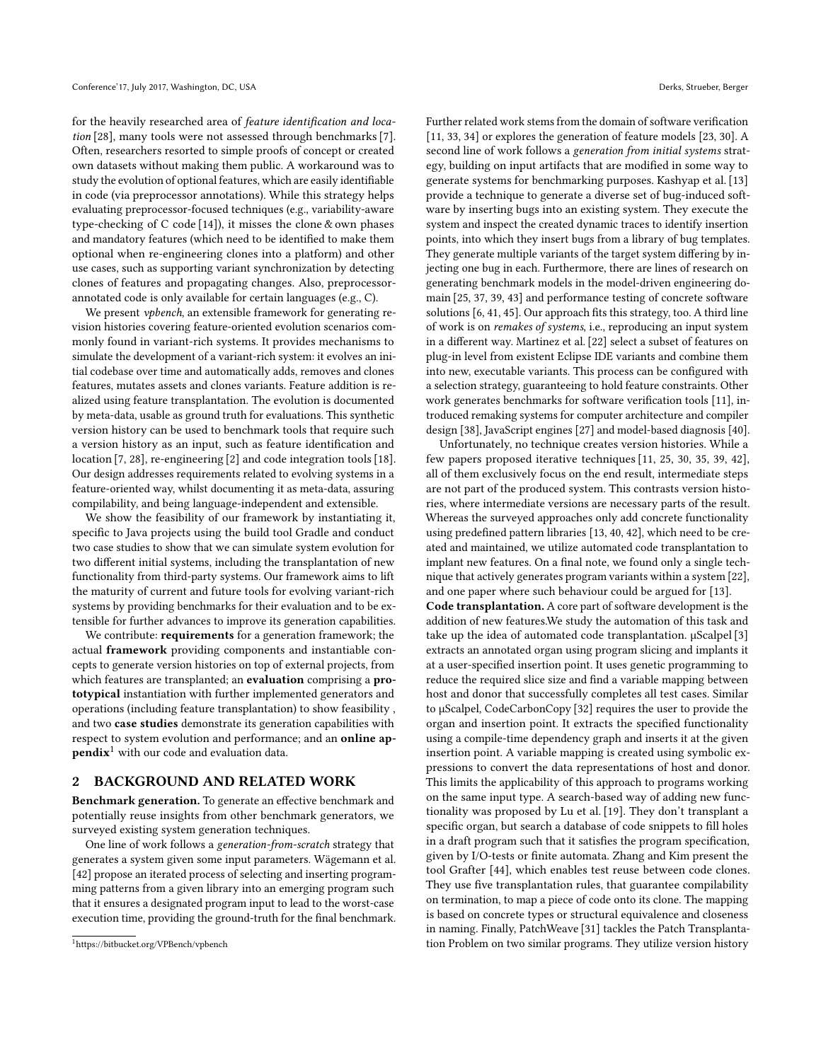for the heavily researched area of *feature identification and location* [28], many tools were not assessed through benchmarks [7]. Often, researchers resorted to simple proofs of concept or created own datasets without making them public. A workaround was to study the evolution of optional features, which are easily identifiable in code (via preprocessor annotations). While this strategy helps evaluating preprocessor-focused techniques (e.g., variability-aware type-checking of C code [14]), it misses the clone & own phases and mandatory features (which need to be identified to make them optional when re-engineering clones into a platform) and other use cases, such as supporting variant synchronization by detecting clones of features and propagating changes. Also, preprocessor-annotated code is only available for certain languages (e.g., C).

We present *vpbench*, an extensible framework for generating revision histories covering feature-oriented evolution scenarios commonly found in variant-rich systems. It provides mechanisms to simulate the development of a variant-rich system: it evolves an initial codebase over time and automatically adds, removes and clones features, mutates assets and clones variants. Feature addition is realized using feature transplantation. The evolution is documented by meta-data, usable as ground truth for evaluations. This synthetic version history can be used to benchmark tools that require such a version history as an input, such as feature identification and location [7, 28], re-engineering [2] and code integration tools [18]. Our design addresses requirements related to evolving systems in a feature-oriented way, whilst documenting it as meta-data, assuring compilability, and being language-independent and extensible.

We show the feasibility of our framework by instantiating it, specific to Java projects using the build tool Gradle and conduct two case studies to show that we can simulate system evolution for two different initial systems, including the transplantation of new functionality from third-party systems. Our framework aims to lift the maturity of current and future tools for evolving variant-rich systems by providing benchmarks for their evaluation and to be extensible for further advances to improve its generation capabilities.

We contribute: **requirements** for a generation framework; the actual **framework** providing components and instantiable concepts to generate version histories on top of external projects, from which features are transplanted; an **evaluation** comprising a **prototypical** instantiation with further implemented generators and operations (including feature transplantation) to show feasibility , and two **case studies** demonstrate its generation capabilities with respect to system evolution and performance; and an **online appendix**[1] with our code and evaluation data.

[1] https://bitbucket.org/VPBench/vpbench

## 2 BACKGROUND AND RELATED WORK

**Benchmark generation.** To generate an effective benchmark and potentially reuse insights from other benchmark generators, we surveyed existing system generation techniques.

One line of work follows a *generation-from-scratch* strategy that generates a system given some input parameters. Wägemann et al. [42] propose an iterated process of selecting and inserting programming patterns from a given library into an emerging program such that it ensures a designated program input to lead to the worst-case execution time, providing the ground-truth for the final benchmark. Further related work stems from the domain of software verification [11, 33, 34] or explores the generation of feature models [23, 30]. A second line of work follows a *generation from initial systems* strategy, building on input artifacts that are modified in some way to generate systems for benchmarking purposes. Kashyap et al. [13] provide a technique to generate a diverse set of bug-induced software by inserting bugs into an existing system. They execute the system and inspect the created dynamic traces to identify insertion points, into which they insert bugs from a library of bug templates. They generate multiple variants of the target system differing by injecting one bug in each. Furthermore, there are lines of research on generating benchmark models in the model-driven engineering domain [25, 37, 39, 43] and performance testing of concrete software solutions [6, 41, 45]. Our approach fits this strategy, too. A third line of work is on *remakes of systems*, i.e., reproducing an input system in a different way. Martinez et al. [22] select a subset of features on plug-in level from existent Eclipse IDE variants and combine them into new, executable variants. This process can be configured with a selection strategy, guaranteeing to hold feature constraints. Other work generates benchmarks for software verification tools [11], introduced remaking systems for computer architecture and compiler design [38], JavaScript engines [27] and model-based diagnosis [40].

Unfortunately, no technique creates version histories. While a few papers proposed iterative techniques [11, 25, 30, 35, 39, 42], all of them exclusively focus on the end result, intermediate steps are not part of the produced system. This contrasts version histories, where intermediate versions are necessary parts of the result. Whereas the surveyed approaches only add concrete functionality using predefined pattern libraries [13, 40, 42], which need to be created and maintained, we utilize automated code transplantation to implant new features. On a final note, we found only a single technique that actively generates program variants within a system [22], and one paper where such behaviour could be argued for [13].

**Code transplantation.** A core part of software development is the addition of new features.We study the automation of this task and take up the idea of automated code transplantation. μScalpel [3] extracts an annotated organ using program slicing and implants it at a user-specified insertion point. It uses genetic programming to reduce the required slice size and find a variable mapping between host and donor that successfully completes all test cases. Similar to μScalpel, CodeCarbonCopy [32] requires the user to provide the organ and insertion point. It extracts the specified functionality using a compile-time dependency graph and inserts it at the given insertion point. A variable mapping is created using symbolic expressions to convert the data representations of host and donor. This limits the applicability of this approach to programs working on the same input type. A search-based way of adding new functionality was proposed by Lu et al. [19]. They don't transplant a specific organ, but search a database of code snippets to fill holes in a draft program such that it satisfies the program specification, given by I/O-tests or finite automata. Zhang and Kim present the tool Grafter [44], which enables test reuse between code clones. They use five transplantation rules, that guarantee compilability on termination, to map a piece of code onto its clone. The mapping is based on concrete types or structural equivalence and closeness in naming. Finally, PatchWeave [31] tackles the Patch Transplantation Problem on two similar programs. They utilize version history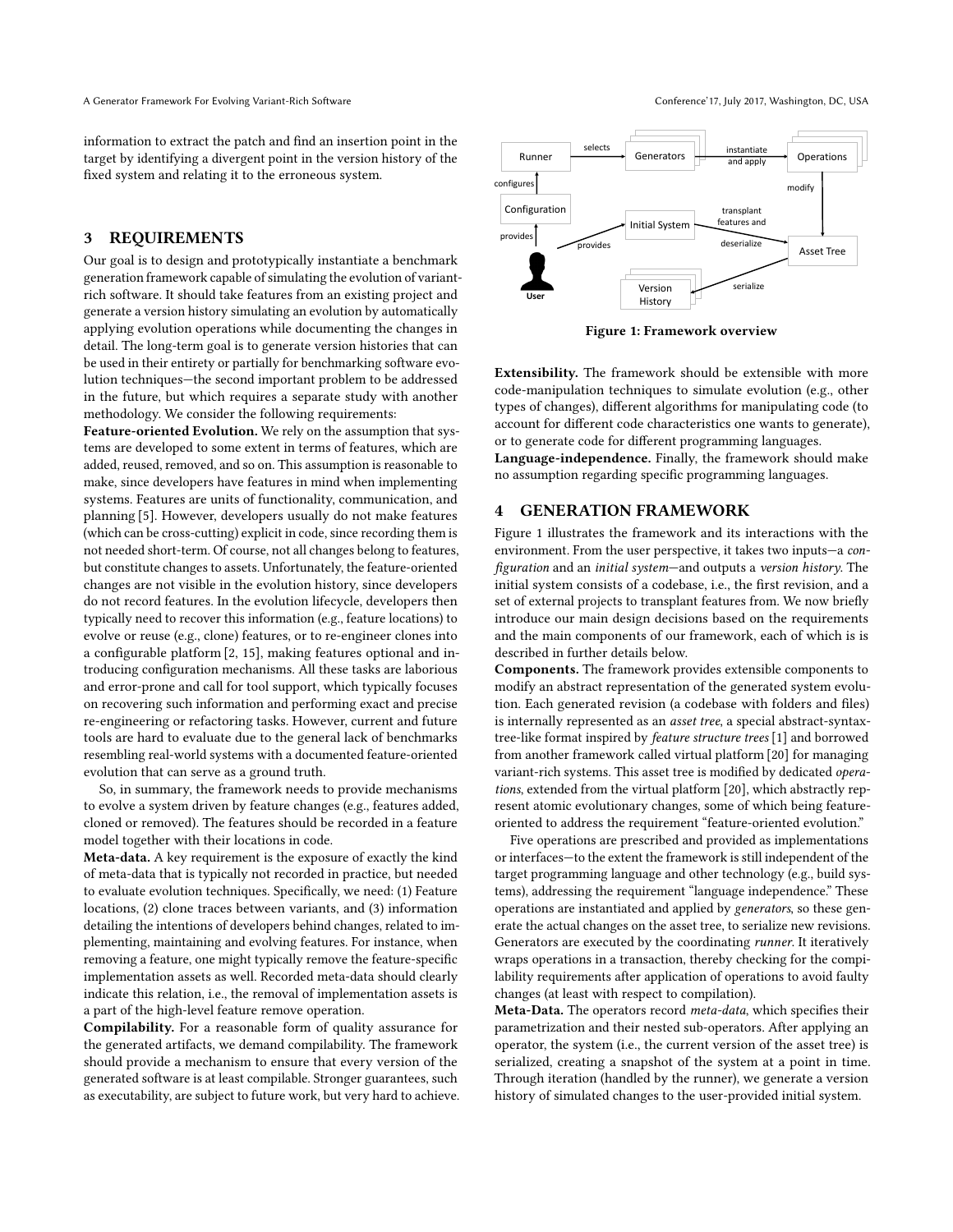information to extract the patch and find an insertion point in the target by identifying a divergent point in the version history of the fixed system and relating it to the erroneous system.

## 3 REQUIREMENTS

Our goal is to design and prototypically instantiate a benchmark generation framework capable of simulating the evolution of variant-rich software. It should take features from an existing project and generate a version history simulating an evolution by automatically applying evolution operations while documenting the changes in detail. The long-term goal is to generate version histories that can be used in their entirety or partially for benchmarking software evolution techniques—the second important problem to be addressed in the future, but which requires a separate study with another methodology. We consider the following requirements:

**Feature-oriented Evolution.** We rely on the assumption that systems are developed to some extent in terms of features, which are added, reused, removed, and so on. This assumption is reasonable to make, since developers have features in mind when implementing systems. Features are units of functionality, communication, and planning [5]. However, developers usually do not make features (which can be cross-cutting) explicit in code, since recording them is not needed short-term. Of course, not all changes belong to features, but constitute changes to assets. Unfortunately, the feature-oriented changes are not visible in the evolution history, since developers do not record features. In the evolution lifecycle, developers then typically need to recover this information (e.g., feature locations) to evolve or reuse (e.g., clone) features, or to re-engineer clones into a configurable platform [2, 15], making features optional and introducing configuration mechanisms. All these tasks are laborious and error-prone and call for tool support, which typically focuses on recovering such information and performing exact and precise re-engineering or refactoring tasks. However, current and future tools are hard to evaluate due to the general lack of benchmarks resembling real-world systems with a documented feature-oriented evolution that can serve as a ground truth.

So, in summary, the framework needs to provide mechanisms to evolve a system driven by feature changes (e.g., features added, cloned or removed). The features should be recorded in a feature model together with their locations in code.

**Meta-data.** A key requirement is the exposure of exactly the kind of meta-data that is typically not recorded in practice, but needed to evaluate evolution techniques. Specifically, we need: (1) Feature locations, (2) clone traces between variants, and (3) information detailing the intentions of developers behind changes, related to implementing, maintaining and evolving features. For instance, when removing a feature, one might typically remove the feature-specific implementation assets as well. Recorded meta-data should clearly indicate this relation, i.e., the removal of implementation assets is a part of the high-level feature remove operation.

**Compilability.** For a reasonable form of quality assurance for the generated artifacts, we demand compilability. The framework should provide a mechanism to ensure that every version of the generated software is at least compilable. Stronger guarantees, such as executability, are subject to future work, but very hard to achieve.

**Figure 1: Framework overview**

**Extensibility.** The framework should be extensible with more code-manipulation techniques to simulate evolution (e.g., other types of changes), different algorithms for manipulating code (to account for different code characteristics one wants to generate), or to generate code for different programming languages.

**Language-independence.** Finally, the framework should make no assumption regarding specific programming languages.

## 4 GENERATION FRAMEWORK

Figure 1 illustrates the framework and its interactions with the environment. From the user perspective, it takes two inputs—a *configuration* and an *initial system*—and outputs a *version history*. The initial system consists of a codebase, i.e., the first revision, and a set of external projects to transplant features from. We now briefly introduce our main design decisions based on the requirements and the main components of our framework, each of which is is described in further details below.

**Components.** The framework provides extensible components to modify an abstract representation of the generated system evolution. Each generated revision (a codebase with folders and files) is internally represented as an *asset tree*, a special abstract-syntax-tree-like format inspired by *feature structure trees* [1] and borrowed from another framework called virtual platform [20] for managing variant-rich systems. This asset tree is modified by dedicated *operations*, extended from the virtual platform [20], which abstractly represent atomic evolutionary changes, some of which being feature-oriented to address the requirement "feature-oriented evolution."

Five operations are prescribed and provided as implementations or interfaces—to the extent the framework is still independent of the target programming language and other technology (e.g., build systems), addressing the requirement "language independence." These operations are instantiated and applied by *generators*, so these generate the actual changes on the asset tree, to serialize new revisions. Generators are executed by the coordinating *runner*. It iteratively wraps operations in a transaction, thereby checking for the compilability requirements after application of operations to avoid faulty changes (at least with respect to compilation).

**Meta-Data.** The operators record *meta-data*, which specifies their parametrization and their nested sub-operators. After applying an operator, the system (i.e., the current version of the asset tree) is serialized, creating a snapshot of the system at a point in time. Through iteration (handled by the runner), we generate a version history of simulated changes to the user-provided initial system.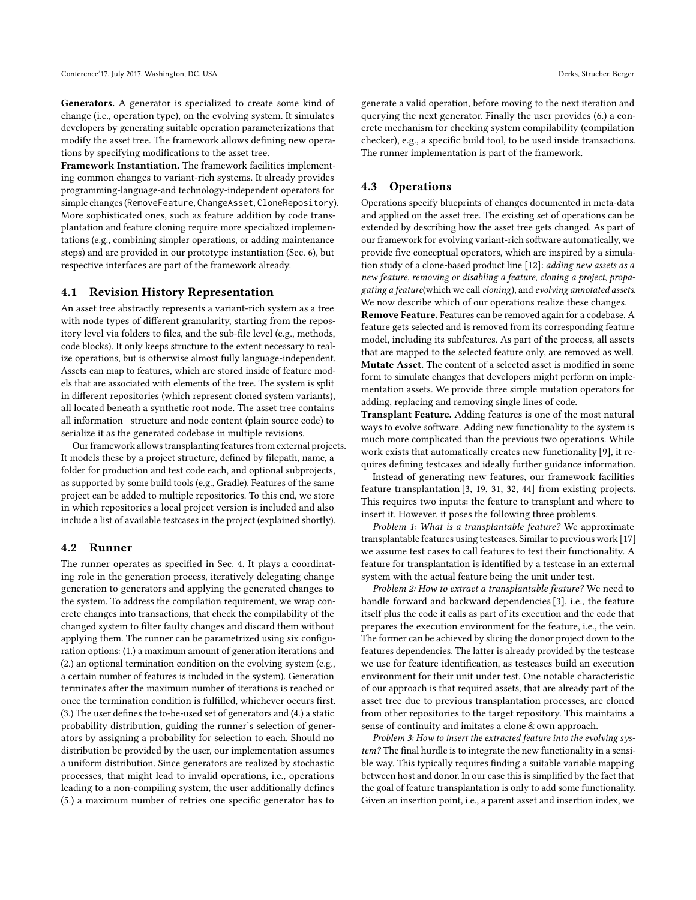**Generators.** A generator is specialized to create some kind of change (i.e., operation type), on the evolving system. It simulates developers by generating suitable operation parameterizations that modify the asset tree. The framework allows defining new operations by specifying modifications to the asset tree.

**Framework Instantiation.** The framework facilities implementing common changes to variant-rich systems. It already provides programming-language-and technology-independent operators for simple changes (`RemoveFeature`, `ChangeAsset`, `CloneRepository`). More sophisticated ones, such as feature addition by code transplantation and feature cloning require more specialized implementations (e.g., combining simpler operations, or adding maintenance steps) and are provided in our prototype instantiation (Sec. 6), but respective interfaces are part of the framework already.

### 4.1 Revision History Representation

An asset tree abstractly represents a variant-rich system as a tree with node types of different granularity, starting from the repository level via folders to files, and the sub-file level (e.g., methods, code blocks). It only keeps structure to the extent necessary to realize operations, but is otherwise almost fully language-independent. Assets can map to features, which are stored inside of feature models that are associated with elements of the tree. The system is split in different repositories (which represent cloned system variants), all located beneath a synthetic root node. The asset tree contains all information—structure and node content (plain source code) to serialize it as the generated codebase in multiple revisions.

Our framework allows transplanting features from external projects. It models these by a project structure, defined by filepath, name, a folder for production and test code each, and optional subprojects, as supported by some build tools (e.g., Gradle). Features of the same project can be added to multiple repositories. To this end, we store in which repositories a local project version is included and also include a list of available testcases in the project (explained shortly).

### 4.2 Runner

The runner operates as specified in Sec. 4. It plays a coordinating role in the generation process, iteratively delegating change generation to generators and applying the generated changes to the system. To address the compilation requirement, we wrap concrete changes into transactions, that check the compilability of the changed system to filter faulty changes and discard them without applying them. The runner can be parametrized using six configuration options: (1.) a maximum amount of generation iterations and (2.) an optional termination condition on the evolving system (e.g., a certain number of features is included in the system). Generation terminates after the maximum number of iterations is reached or once the termination condition is fulfilled, whichever occurs first. (3.) The user defines the to-be-used set of generators and (4.) a static probability distribution, guiding the runner's selection of generators by assigning a probability for selection to each. Should no distribution be provided by the user, our implementation assumes a uniform distribution. Since generators are realized by stochastic processes, that might lead to invalid operations, i.e., operations leading to a non-compiling system, the user additionally defines (5.) a maximum number of retries one specific generator has to generate a valid operation, before moving to the next iteration and querying the next generator. Finally the user provides (6.) a concrete mechanism for checking system compilability (compilation checker), e.g., a specific build tool, to be used inside transactions. The runner implementation is part of the framework.

### 4.3 Operations

Operations specify blueprints of changes documented in meta-data and applied on the asset tree. The existing set of operations can be extended by describing how the asset tree gets changed. As part of our framework for evolving variant-rich software automatically, we provide five conceptual operators, which are inspired by a simulation study of a clone-based product line [12]: *adding new assets as a new feature*, *removing or disabling a feature*, *cloning a project*, *propagating a feature*(which we call *cloning*), and *evolving annotated assets*. We now describe which of our operations realize these changes.

**Remove Feature.** Features can be removed again for a codebase. A feature gets selected and is removed from its corresponding feature model, including its subfeatures. As part of the process, all assets that are mapped to the selected feature only, are removed as well.

**Mutate Asset.** The content of a selected asset is modified in some form to simulate changes that developers might perform on implementation assets. We provide three simple mutation operators for adding, replacing and removing single lines of code.

**Transplant Feature.** Adding features is one of the most natural ways to evolve software. Adding new functionality to the system is much more complicated than the previous two operations. While work exists that automatically creates new functionality [9], it requires defining testcases and ideally further guidance information.

Instead of generating new features, our framework facilities feature transplantation [3, 19, 31, 32, 44] from existing projects. This requires two inputs: the feature to transplant and where to insert it. However, it poses the following three problems.

*Problem 1: What is a transplantable feature?* We approximate transplantable features using testcases. Similar to previous work [17] we assume test cases to call features to test their functionality. A feature for transplantation is identified by a testcase in an external system with the actual feature being the unit under test.

*Problem 2: How to extract a transplantable feature?* We need to handle forward and backward dependencies [3], i.e., the feature itself plus the code it calls as part of its execution and the code that prepares the execution environment for the feature, i.e., the vein. The former can be achieved by slicing the donor project down to the features dependencies. The latter is already provided by the testcase we use for feature identification, as testcases build an execution environment for their unit under test. One notable characteristic of our approach is that required assets, that are already part of the asset tree due to previous transplantation processes, are cloned from other repositories to the target repository. This maintains a sense of continuity and imitates a clone & own approach.

*Problem 3: How to insert the extracted feature into the evolving system?* The final hurdle is to integrate the new functionality in a sensible way. This typically requires finding a suitable variable mapping between host and donor. In our case this is simplified by the fact that the goal of feature transplantation is only to add some functionality. Given an insertion point, i.e., a parent asset and insertion index, we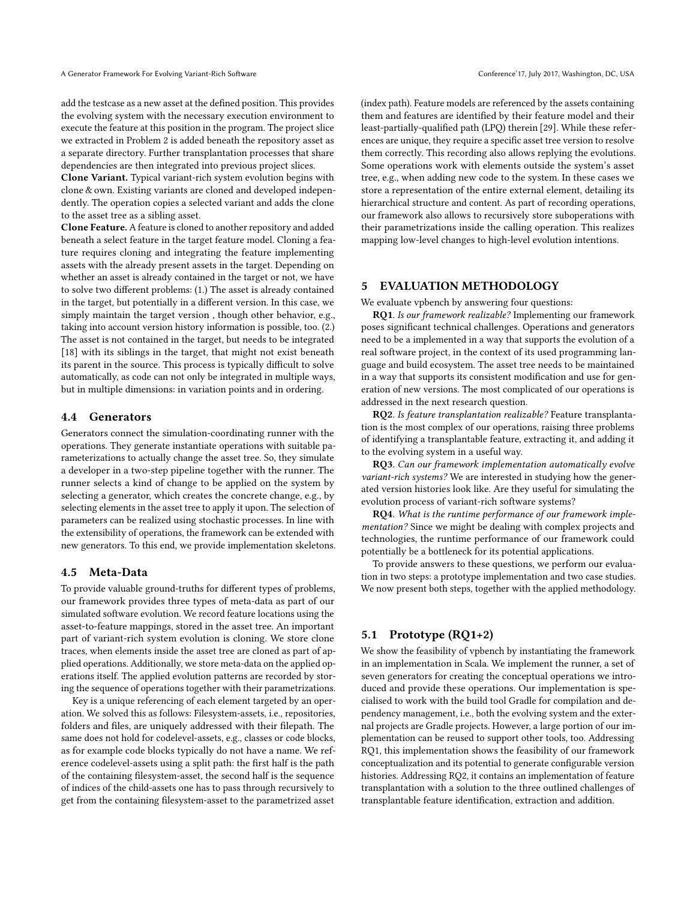add the testcase as a new asset at the defined position. This provides the evolving system with the necessary execution environment to execute the feature at this position in the program. The project slice we extracted in Problem 2 is added beneath the repository asset as a separate directory. Further transplantation processes that share dependencies are then integrated into previous project slices.

**Clone Variant.** Typical variant-rich system evolution begins with clone & own. Existing variants are cloned and developed independently. The operation copies a selected variant and adds the clone to the asset tree as a sibling asset.

**Clone Feature.** A feature is cloned to another repository and added beneath a select feature in the target feature model. Cloning a feature requires cloning and integrating the feature implementing assets with the already present assets in the target. Depending on whether an asset is already contained in the target or not, we have to solve two different problems: (1.) The asset is already contained in the target, but potentially in a different version. In this case, we simply maintain the target version , though other behavior, e.g., taking into account version history information is possible, too. (2.) The asset is not contained in the target, but needs to be integrated [18] with its siblings in the target, that might not exist beneath its parent in the source. This process is typically difficult to solve automatically, as code can not only be integrated in multiple ways, but in multiple dimensions: in variation points and in ordering.

## 4.4 Generators

Generators connect the simulation-coordinating runner with the operations. They generate instantiate operations with suitable parameterizations to actually change the asset tree. So, they simulate a developer in a two-step pipeline together with the runner. The runner selects a kind of change to be applied on the system by selecting a generator, which creates the concrete change, e.g., by selecting elements in the asset tree to apply it upon. The selection of parameters can be realized using stochastic processes. In line with the extensibility of operations, the framework can be extended with new generators. To this end, we provide implementation skeletons.

## 4.5 Meta-Data

To provide valuable ground-truths for different types of problems, our framework provides three types of meta-data as part of our simulated software evolution. We record feature locations using the asset-to-feature mappings, stored in the asset tree. An important part of variant-rich system evolution is cloning. We store clone traces, when elements inside the asset tree are cloned as part of applied operations. Additionally, we store meta-data on the applied operations itself. The applied evolution patterns are recorded by storing the sequence of operations together with their parametrizations.

Key is a unique referencing of each element targeted by an operation. We solved this as follows: Filesystem-assets, i.e., repositories, folders and files, are uniquely addressed with their filepath. The same does not hold for codelevel-assets, e.g., classes or code blocks, as for example code blocks typically do not have a name. We reference codelevel-assets using a split path: the first half is the path of the containing filesystem-asset, the second half is the sequence of indices of the child-assets one has to pass through recursively to get from the containing filesystem-asset to the parametrized asset (index path). Feature models are referenced by the assets containing them and features are identified by their feature model and their least-partially-qualified path (LPQ) therein [29]. While these references are unique, they require a specific asset tree version to resolve them correctly. This recording also allows replying the evolutions. Some operations work with elements outside the system's asset tree, e.g., when adding new code to the system. In these cases we store a representation of the entire external element, detailing its hierarchical structure and content. As part of recording operations, our framework also allows to recursively store suboperations with their parametrizations inside the calling operation. This realizes mapping low-level changes to high-level evolution intentions.

# 5 EVALUATION METHODOLOGY

We evaluate vpbench by answering four questions:

**RQ1**. *Is our framework realizable?* Implementing our framework poses significant technical challenges. Operations and generators need to be a implemented in a way that supports the evolution of a real software project, in the context of its used programming language and build ecosystem. The asset tree needs to be maintained in a way that supports its consistent modification and use for generation of new versions. The most complicated of our operations is addressed in the next research question.

**RQ2**. *Is feature transplantation realizable?* Feature transplantation is the most complex of our operations, raising three problems of identifying a transplantable feature, extracting it, and adding it to the evolving system in a useful way.

**RQ3**. *Can our framework implementation automatically evolve variant-rich systems?* We are interested in studying how the generated version histories look like. Are they useful for simulating the evolution process of variant-rich software systems?

**RQ4**. *What is the runtime performance of our framework implementation?* Since we might be dealing with complex projects and technologies, the runtime performance of our framework could potentially be a bottleneck for its potential applications.

To provide answers to these questions, we perform our evaluation in two steps: a prototype implementation and two case studies. We now present both steps, together with the applied methodology.

## 5.1 Prototype (RQ1+2)

We show the feasibility of vpbench by instantiating the framework in an implementation in Scala. We implement the runner, a set of seven generators for creating the conceptual operations we introduced and provide these operations. Our implementation is specialised to work with the build tool Gradle for compilation and dependency management, i.e., both the evolving system and the external projects are Gradle projects. However, a large portion of our implementation can be reused to support other tools, too. Addressing RQ1, this implementation shows the feasibility of our framework conceptualization and its potential to generate configurable version histories. Addressing RQ2, it contains an implementation of feature transplantation with a solution to the three outlined challenges of transplantable feature identification, extraction and addition.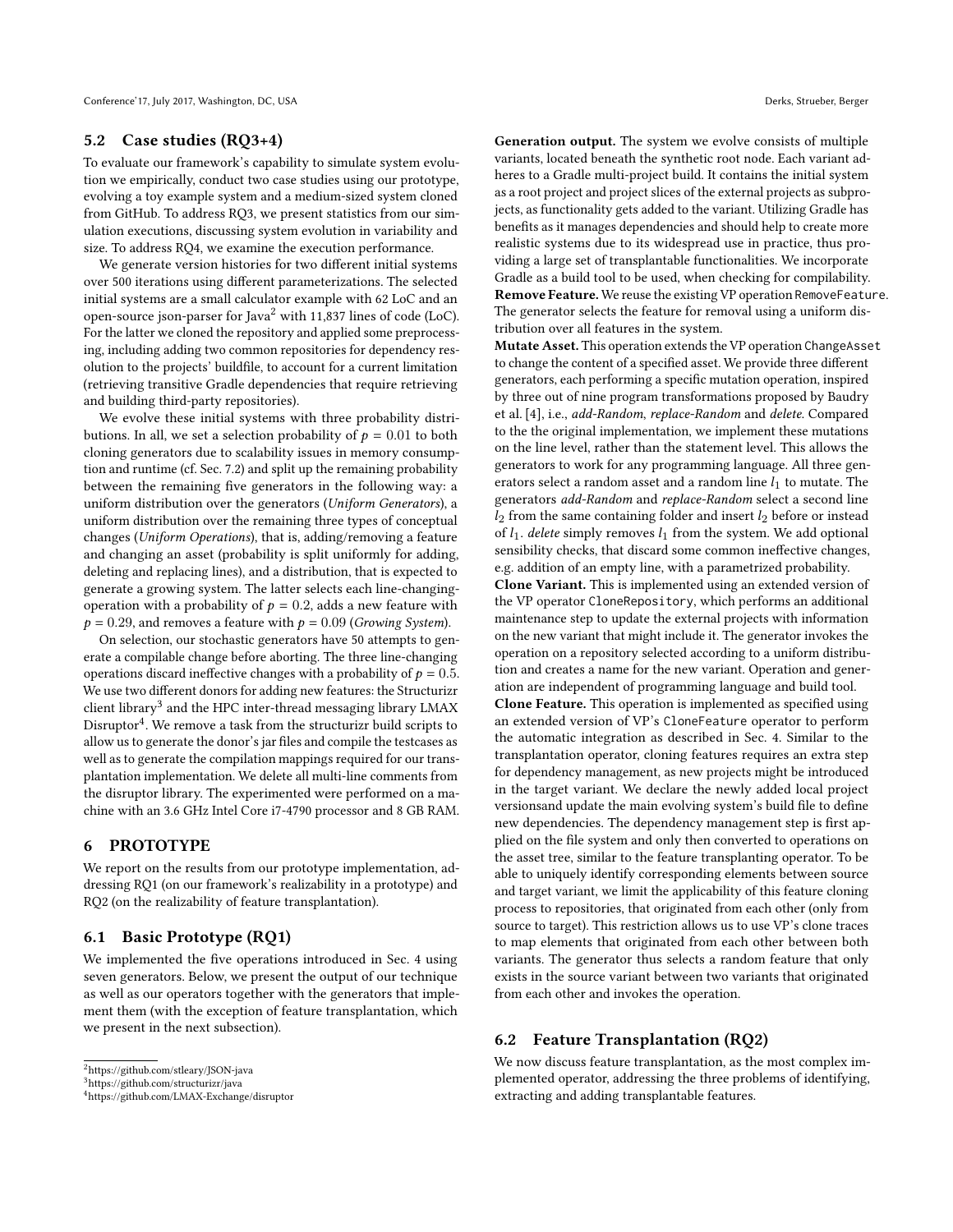## 5.2 Case studies (RQ3+4)

To evaluate our framework's capability to simulate system evolution we empirically, conduct two case studies using our prototype, evolving a toy example system and a medium-sized system cloned from GitHub. To address RQ3, we present statistics from our simulation executions, discussing system evolution in variability and size. To address RQ4, we examine the execution performance.

We generate version histories for two different initial systems over 500 iterations using different parameterizations. The selected initial systems are a small calculator example with 62 LoC and an open-source json-parser for Java[2] with 11,837 lines of code (LoC). For the latter we cloned the repository and applied some preprocessing, including adding two common repositories for dependency resolution to the projects' buildfile, to account for a current limitation (retrieving transitive Gradle dependencies that require retrieving and building third-party repositories).

We evolve these initial systems with three probability distributions. In all, we set a selection probability of $p = 0.01$ to both cloning generators due to scalability issues in memory consumption and runtime (cf. Sec. 7.2) and split up the remaining probability between the remaining five generators in the following way: a uniform distribution over the generators (*Uniform Generators*), a uniform distribution over the remaining three types of conceptual changes (*Uniform Operations*), that is, adding/removing a feature and changing an asset (probability is split uniformly for adding, deleting and replacing lines), and a distribution, that is expected to generate a growing system. The latter selects each line-changing-operation with a probability of $p = 0.2$, adds a new feature with $p = 0.29$, and removes a feature with $p = 0.09$ (*Growing System*).

On selection, our stochastic generators have 50 attempts to generate a compilable change before aborting. The three line-changing operations discard ineffective changes with a probability of $p = 0.5$. We use two different donors for adding new features: the Structurizr client library[3] and the HPC inter-thread messaging library LMAX Disruptor[4]. We remove a task from the structurizr build scripts to allow us to generate the donor's jar files and compile the testcases as well as to generate the compilation mappings required for our transplantation implementation. We delete all multi-line comments from the disruptor library. The experimented were performed on a machine with an 3.6 GHz Intel Core i7-4790 processor and 8 GB RAM.

# 6 PROTOTYPE

We report on the results from our prototype implementation, addressing RQ1 (on our framework's realizability in a prototype) and RQ2 (on the realizability of feature transplantation).

## 6.1 Basic Prototype (RQ1)

We implemented the five operations introduced in Sec. 4 using seven generators. Below, we present the output of our technique as well as our operators together with the generators that implement them (with the exception of feature transplantation, which we present in the next subsection).

[2] https://github.com/stleary/JSON-java
[3] https://github.com/structurizr/java
[4] https://github.com/LMAX-Exchange/disruptor

**Generation output.** The system we evolve consists of multiple variants, located beneath the synthetic root node. Each variant adheres to a Gradle multi-project build. It contains the initial system as a root project and project slices of the external projects as subprojects, as functionality gets added to the variant. Utilizing Gradle has benefits as it manages dependencies and should help to create more realistic systems due to its widespread use in practice, thus providing a large set of transplantable functionalities. We incorporate Gradle as a build tool to be used, when checking for compilability.

**Remove Feature.** We reuse the existing VP operation `RemoveFeature`. The generator selects the feature for removal using a uniform distribution over all features in the system.

**Mutate Asset.** This operation extends the VP operation `ChangeAsset` to change the content of a specified asset. We provide three different generators, each performing a specific mutation operation, inspired by three out of nine program transformations proposed by Baudry et al. [4], i.e., *add-Random*, *replace-Random* and *delete*. Compared to the the original implementation, we implement these mutations on the line level, rather than the statement level. This allows the generators to work for any programming language. All three generators select a random asset and a random line $l_1$ to mutate. The generators *add-Random* and *replace-Random* select a second line $l_2$ from the same containing folder and insert $l_2$ before or instead of $l_1$. *delete* simply removes $l_1$ from the system. We add optional sensibility checks, that discard some common ineffective changes, e.g. addition of an empty line, with a parametrized probability.

**Clone Variant.** This is implemented using an extended version of the VP operator `CloneRepository`, which performs an additional maintenance step to update the external projects with information on the new variant that might include it. The generator invokes the operation on a repository selected according to a uniform distribution and creates a name for the new variant. Operation and generation are independent of programming language and build tool.

**Clone Feature.** This operation is implemented as specified using an extended version of VP's `CloneFeature` operator to perform the automatic integration as described in Sec. 4. Similar to the transplantation operator, cloning features requires an extra step for dependency management, as new projects might be introduced in the target variant. We declare the newly added local project versionsand update the main evolving system's build file to define new dependencies. The dependency management step is first applied on the file system and only then converted to operations on the asset tree, similar to the feature transplanting operator. To be able to uniquely identify corresponding elements between source and target variant, we limit the applicability of this feature cloning process to repositories, that originated from each other (only from source to target). This restriction allows us to use VP's clone traces to map elements that originated from each other between both variants. The generator thus selects a random feature that only exists in the source variant between two variants that originated from each other and invokes the operation.

## 6.2 Feature Transplantation (RQ2)

We now discuss feature transplantation, as the most complex implemented operator, addressing the three problems of identifying, extracting and adding transplantable features.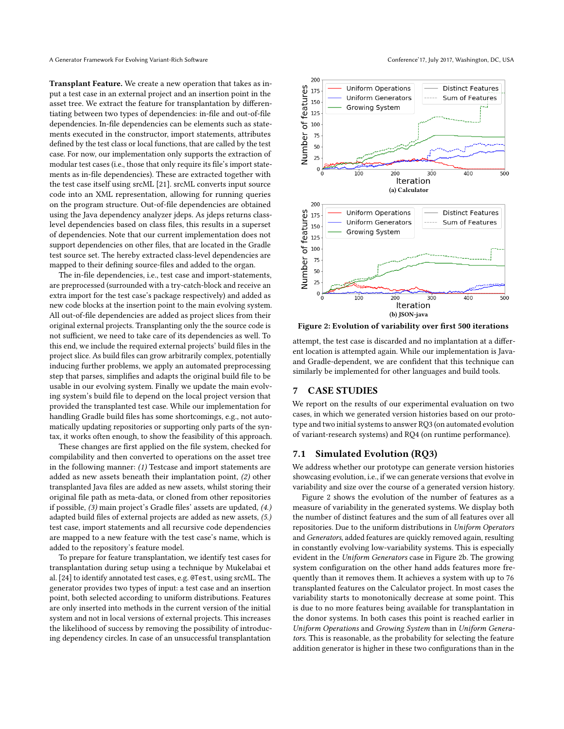**Transplant Feature.** We create a new operation that takes as input a test case in an external project and an insertion point in the asset tree. We extract the feature for transplantation by differentiating between two types of dependencies: in-file and out-of-file dependencies. In-file dependencies can be elements such as statements executed in the constructor, import statements, attributes defined by the test class or local functions, that are called by the test case. For now, our implementation only supports the extraction of modular test cases (i.e., those that only require its file's import statements as in-file dependencies). These are extracted together with the test case itself using srcML [21]. srcML converts input source code into an XML representation, allowing for running queries on the program structure. Out-of-file dependencies are obtained using the Java dependency analyzer jdeps. As jdeps returns class-level dependencies based on class files, this results in a superset of dependencies. Note that our current implementation does not support dependencies on other files, that are located in the Gradle test source set. The hereby extracted class-level dependencies are mapped to their defining source-files and added to the organ.

The in-file dependencies, i.e., test case and import-statements, are preprocessed (surrounded with a try-catch-block and receive an extra import for the test case's package respectively) and added as new code blocks at the insertion point to the main evolving system. All out-of-file dependencies are added as project slices from their original external projects. Transplanting only the the source code is not sufficient, we need to take care of its dependencies as well. To this end, we include the required external projects' build files in the project slice. As build files can grow arbitrarily complex, potentially inducing further problems, we apply an automated preprocessing step that parses, simplifies and adapts the original build file to be usable in our evolving system. Finally we update the main evolving system's build file to depend on the local project version that provided the transplanted test case. While our implementation for handling Gradle build files has some shortcomings, e.g., not automatically updating repositories or supporting only parts of the syntax, it works often enough, to show the feasibility of this approach.

These changes are first applied on the file system, checked for compilability and then converted to operations on the asset tree in the following manner: *(1)* Testcase and import statements are added as new assets beneath their implantation point, *(2)* other transplanted Java files are added as new assets, whilst storing their original file path as meta-data, or cloned from other repositories if possible, *(3)* main project's Gradle files' assets are updated, *(4.)* adapted build files of external projects are added as new assets, *(5.)* test case, import statements and all recursive code dependencies are mapped to a new feature with the test case's name, which is added to the repository's feature model.

To prepare for feature transplantation, we identify test cases for transplantation during setup using a technique by Mukelabai et al. [24] to identify annotated test cases, e.g. @Test, using srcML. The generator provides two types of input: a test case and an insertion point, both selected according to uniform distributions. Features are only inserted into methods in the current version of the initial system and not in local versions of external projects. This increases the likelihood of success by removing the possibility of introducing dependency circles. In case of an unsuccessful transplantation attempt, the test case is discarded and no implantation at a different location is attempted again. While our implementation is Java- and Gradle-dependent, we are confident that this technique can similarly be implemented for other languages and build tools.

Figure 2: Evolution of variability over first 500 iterations

## 7 CASE STUDIES

We report on the results of our experimental evaluation on two cases, in which we generated version histories based on our prototype and two initial systems to answer RQ3 (on automated evolution of variant-research systems) and RQ4 (on runtime performance).

### 7.1 Simulated Evolution (RQ3)

We address whether our prototype can generate version histories showcasing evolution, i.e., if we can generate versions that evolve in variability and size over the course of a generated version history.

Figure 2 shows the evolution of the number of features as a measure of variability in the generated systems. We display both the number of distinct features and the sum of all features over all repositories. Due to the uniform distributions in *Uniform Operators* and *Generators*, added features are quickly removed again, resulting in constantly evolving low-variability systems. This is especially evident in the *Uniform Generators* case in Figure 2b. The growing system configuration on the other hand adds features more frequently than it removes them. It achieves a system with up to 76 transplanted features on the Calculator project. In most cases the variability starts to monotonically decrease at some point. This is due to no more features being available for transplantation in the donor systems. In both cases this point is reached earlier in *Uniform Operations* and *Growing System* than in *Uniform Generators*. This is reasonable, as the probability for selecting the feature addition generator is higher in these two configurations than in the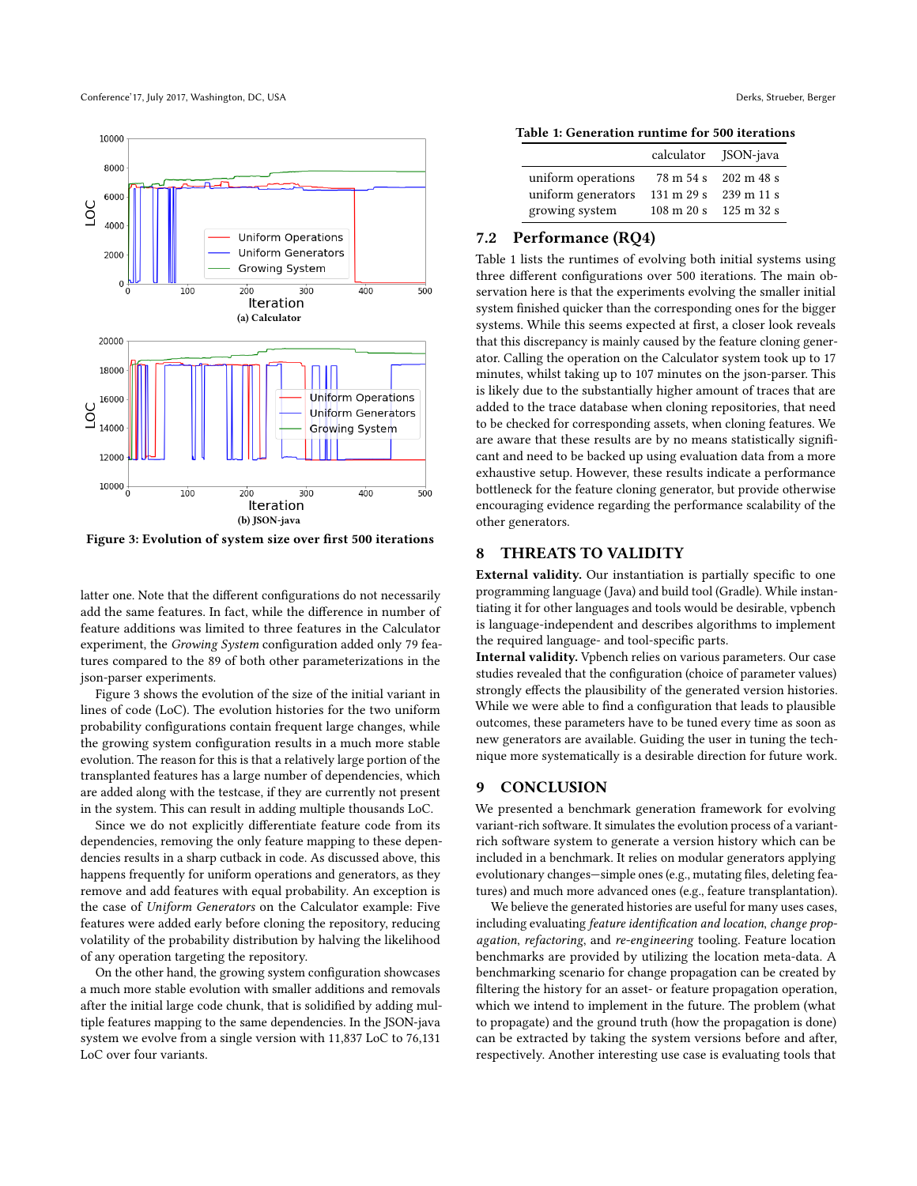Figure 3: Evolution of system size over first 500 iterations

(a) Calculator

(b) JSON-java

latter one. Note that the different configurations do not necessarily add the same features. In fact, while the difference in number of feature additions was limited to three features in the Calculator experiment, the *Growing System* configuration added only 79 features compared to the 89 of both other parameterizations in the json-parser experiments.

Figure 3 shows the evolution of the size of the initial variant in lines of code (LoC). The evolution histories for the two uniform probability configurations contain frequent large changes, while the growing system configuration results in a much more stable evolution. The reason for this is that a relatively large portion of the transplanted features has a large number of dependencies, which are added along with the testcase, if they are currently not present in the system. This can result in adding multiple thousands LoC.

Since we do not explicitly differentiate feature code from its dependencies, removing the only feature mapping to these dependencies results in a sharp cutback in code. As discussed above, this happens frequently for uniform operations and generators, as they remove and add features with equal probability. An exception is the case of *Uniform Generators* on the Calculator example: Five features were added early before cloning the repository, reducing volatility of the probability distribution by halving the likelihood of any operation targeting the repository.

On the other hand, the growing system configuration showcases a much more stable evolution with smaller additions and removals after the initial large code chunk, that is solidified by adding multiple features mapping to the same dependencies. In the JSON-java system we evolve from a single version with 11,837 LoC to 76,131 LoC over four variants.

**Table 1: Generation runtime for 500 iterations**

| | calculator | JSON-java |
|---|---|---|
| uniform operations | 78 m 54 s | 202 m 48 s |
| uniform generators | 131 m 29 s | 239 m 11 s |
| growing system | 108 m 20 s | 125 m 32 s |

## 7.2 Performance (RQ4)

Table 1 lists the runtimes of evolving both initial systems using three different configurations over 500 iterations. The main observation here is that the experiments evolving the smaller initial system finished quicker than the corresponding ones for the bigger systems. While this seems expected at first, a closer look reveals that this discrepancy is mainly caused by the feature cloning generator. Calling the operation on the Calculator system took up to 17 minutes, whilst taking up to 107 minutes on the json-parser. This is likely due to the substantially higher amount of traces that are added to the trace database when cloning repositories, that need to be checked for corresponding assets, when cloning features. We are aware that these results are by no means statistically significant and need to be backed up using evaluation data from a more exhaustive setup. However, these results indicate a performance bottleneck for the feature cloning generator, but provide otherwise encouraging evidence regarding the performance scalability of the other generators.

# 8 THREATS TO VALIDITY

**External validity.** Our instantiation is partially specific to one programming language (Java) and build tool (Gradle). While instantiating it for other languages and tools would be desirable, vpbench is language-independent and describes algorithms to implement the required language- and tool-specific parts.

**Internal validity.** Vpbench relies on various parameters. Our case studies revealed that the configuration (choice of parameter values) strongly effects the plausibility of the generated version histories. While we were able to find a configuration that leads to plausible outcomes, these parameters have to be tuned every time as soon as new generators are available. Guiding the user in tuning the technique more systematically is a desirable direction for future work.

# 9 CONCLUSION

We presented a benchmark generation framework for evolving variant-rich software. It simulates the evolution process of a variant-rich software system to generate a version history which can be included in a benchmark. It relies on modular generators applying evolutionary changes—simple ones (e.g., mutating files, deleting features) and much more advanced ones (e.g., feature transplantation).

We believe the generated histories are useful for many uses cases, including evaluating *feature identification and location*, *change propagation*, *refactoring*, and *re-engineering* tooling. Feature location benchmarks are provided by utilizing the location meta-data. A benchmarking scenario for change propagation can be created by filtering the history for an asset- or feature propagation operation, which we intend to implement in the future. The problem (what to propagate) and the ground truth (how the propagation is done) can be extracted by taking the system versions before and after, respectively. Another interesting use case is evaluating tools that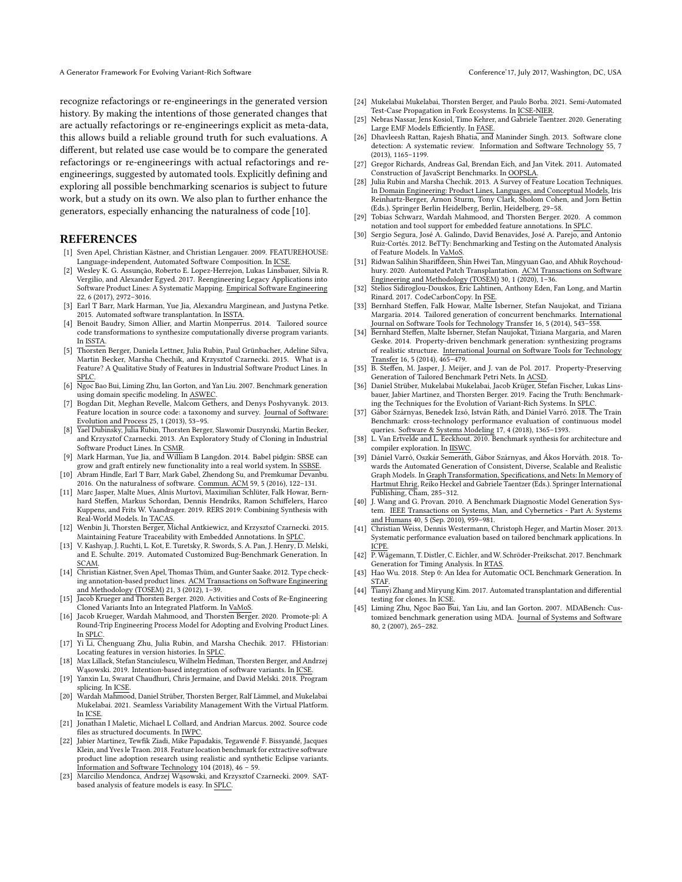recognize refactorings or re-engineerings in the generated version history. By making the intentions of those generated changes that are actually refactorings or re-engineerings explicit as meta-data, this allows build a reliable ground truth for such evaluations. A different, but related use case would be to compare the generated refactorings or re-engineerings with actual refactorings and re-engineerings, suggested by automated tools. Explicitly defining and exploring all possible benchmarking scenarios is subject to future work, but a study on its own. We also plan to further enhance the generators, especially enhancing the naturalness of code [10].

## REFERENCES

- [1] Sven Apel, Christian Kästner, and Christian Lengauer. 2009. FEATUREHOUSE: Language-independent, Automated Software Composition. In ICSE.
- [2] Wesley K. G. Assunção, Roberto E. Lopez-Herrejon, Lukas Linsbauer, Silvia R. Vergilio, and Alexander Egyed. 2017. Reengineering Legacy Applications into Software Product Lines: A Systematic Mapping. Empirical Software Engineering 22, 6 (2017), 2972–3016.
- [3] Earl T Barr, Mark Harman, Yue Jia, Alexandru Marginean, and Justyna Petke. 2015. Automated software transplantation. In ISSTA.
- [4] Benoit Baudry, Simon Allier, and Martin Monperrus. 2014. Tailored source code transformations to synthesize computationally diverse program variants. In ISSTA.
- [5] Thorsten Berger, Daniela Lettner, Julia Rubin, Paul Grünbacher, Adeline Silva, Martin Becker, Marsha Chechik, and Krzysztof Czarnecki. 2015. What is a Feature? A Qualitative Study of Features in Industrial Software Product Lines. In SPLC.
- [6] Ngoc Bao Bui, Liming Zhu, Ian Gorton, and Yan Liu. 2007. Benchmark generation using domain specific modeling. In ASWEC.
- [7] Bogdan Dit, Meghan Revelle, Malcom Gethers, and Denys Poshyvanyk. 2013. Feature location in source code: a taxonomy and survey. Journal of Software: Evolution and Process 25, 1 (2013), 53–95.
- [8] Yael Dubinsky, Julia Rubin, Thorsten Berger, Slawomir Duszynski, Martin Becker, and Krzysztof Czarnecki. 2013. An Exploratory Study of Cloning in Industrial Software Product Lines. In CSMR.
- [9] Mark Harman, Yue Jia, and William B Langdon. 2014. Babel pidgin: SBSE can grow and graft entirely new functionality into a real world system. In SSBSE.
- [10] Abram Hindle, Earl T Barr, Mark Gabel, Zhendong Su, and Premkumar Devanbu. 2016. On the naturalness of software. Commun. ACM 59, 5 (2016), 122–131.
- [11] Marc Jasper, Malte Mues, Alnis Murtovi, Maximilian Schlüter, Falk Howar, Bernhard Steffen, Markus Schordan, Dennis Hendriks, Ramon Schiffelers, Harco Kuppens, and Frits W. Vaandrager. 2019. RERS 2019: Combining Synthesis with Real-World Models. In TACAS.
- [12] Wenbin Ji, Thorsten Berger, Michal Antkiewicz, and Krzysztof Czarnecki. 2015. Maintaining Feature Traceability with Embedded Annotations. In SPLC.
- [13] V. Kashyap, J. Ruchti, L. Kot, E. Turetsky, R. Swords, S. A. Pan, J. Henry, D. Melski, and E. Schulte. 2019. Automated Customized Bug-Benchmark Generation. In SCAM.
- [14] Christian Kästner, Sven Apel, Thomas Thüm, and Gunter Saake. 2012. Type checking annotation-based product lines. ACM Transactions on Software Engineering and Methodology (TOSEM) 21, 3 (2012), 1–39.
- [15] Jacob Krueger and Thorsten Berger. 2020. Activities and Costs of Re-Engineering Cloned Variants Into an Integrated Platform. In VaMoS.
- [16] Jacob Krueger, Wardah Mahmood, and Thorsten Berger. 2020. Promote-pl: A Round-Trip Engineering Process Model for Adopting and Evolving Product Lines. In SPLC.
- [17] Yi Li, Chenguang Zhu, Julia Rubin, and Marsha Chechik. 2017. FHistorian: Locating features in version histories. In SPLC.
- [18] Max Lillack, Stefan Stanciulescu, Wilhelm Hedman, Thorsten Berger, and Andrzej Wąsowski. 2019. Intention-based integration of software variants. In ICSE.
- [19] Yanxin Lu, Swarat Chaudhuri, Chris Jermaine, and David Melski. 2018. Program splicing. In ICSE.
- [20] Wardah Mahmood, Daniel Strüber, Thorsten Berger, Ralf Lämmel, and Mukelabai Mukelabai. 2021. Seamless Variability Management With the Virtual Platform. In ICSE.
- [21] Jonathan I Maletic, Michael L Collard, and Andrian Marcus. 2002. Source code files as structured documents. In IWPC.
- [22] Jabier Martinez, Tewfik Ziadi, Mike Papadakis, Tegawendé F. Bissyandé, Jacques Klein, and Yves le Traon. 2018. Feature location benchmark for extractive software product line adoption research using realistic and synthetic Eclipse variants. Information and Software Technology 104 (2018), 46 – 59.
- [23] Marcilio Mendonca, Andrzej Wąsowski, and Krzysztof Czarnecki. 2009. SAT-based analysis of feature models is easy. In SPLC.
- [24] Mukelabai Mukelabai, Thorsten Berger, and Paulo Borba. 2021. Semi-Automated Test-Case Propagation in Fork Ecosystems. In ICSE-NIER.
- [25] Nebras Nassar, Jens Kosiol, Timo Kehrer, and Gabriele Taentzer. 2020. Generating Large EMF Models Efficiently. In FASE.
- [26] Dhavleesh Rattan, Rajesh Bhatia, and Maninder Singh. 2013. Software clone detection: A systematic review. Information and Software Technology 55, 7 (2013), 1165–1199.
- [27] Gregor Richards, Andreas Gal, Brendan Eich, and Jan Vitek. 2011. Automated Construction of JavaScript Benchmarks. In OOPSLA.
- [28] Julia Rubin and Marsha Chechik. 2013. A Survey of Feature Location Techniques. In Domain Engineering: Product Lines, Languages, and Conceptual Models, Iris Reinhartz-Berger, Arnon Sturm, Tony Clark, Sholom Cohen, and Jorn Bettin (Eds.). Springer Berlin Heidelberg, Berlin, Heidelberg, 29–58.
- [29] Tobias Schwarz, Wardah Mahmood, and Thorsten Berger. 2020. A common notation and tool support for embedded feature annotations. In SPLC.
- [30] Sergio Segura, José A. Galindo, David Benavides, José A. Parejo, and Antonio Ruiz-Cortés. 2012. BeTTy: Benchmarking and Testing on the Automated Analysis of Feature Models. In VaMoS.
- [31] Ridwan Salihin Shariffdeen, Shin Hwei Tan, Mingyuan Gao, and Abhik Roychoudhury. 2020. Automated Patch Transplantation. ACM Transactions on Software Engineering and Methodology (TOSEM) 30, 1 (2020), 1–36.
- [32] Stelios Sidiroglou-Douskos, Eric Lahtinen, Anthony Eden, Fan Long, and Martin Rinard. 2017. CodeCarbonCopy. In FSE.
- [33] Bernhard Steffen, Falk Howar, Malte Isberner, Stefan Naujokat, and Tiziana Margaria. 2014. Tailored generation of concurrent benchmarks. International Journal on Software Tools for Technology Transfer 16, 5 (2014), 543–558.
- [34] Bernhard Steffen, Malte Isberner, Stefan Naujokat, Tiziana Margaria, and Maren Geske. 2014. Property-driven benchmark generation: synthesizing programs of realistic structure. International Journal on Software Tools for Technology Transfer 16, 5 (2014), 465–479.
- [35] B. Steffen, M. Jasper, J. Meijer, and J. van de Pol. 2017. Property-Preserving Generation of Tailored Benchmark Petri Nets. In ACSD.
- [36] Daniel Strüber, Mukelabai Mukelabai, Jacob Krüger, Stefan Fischer, Lukas Linsbauer, Jabier Martinez, and Thorsten Berger. 2019. Facing the Truth: Benchmarking the Techniques for the Evolution of Variant-Rich Systems. In SPLC.
- [37] Gábor Szárnyas, Benedek Izsó, István Ráth, and Dániel Varró. 2018. The Train Benchmark: cross-technology performance evaluation of continuous model queries. Software & Systems Modeling 17, 4 (2018), 1365–1393.
- [38] L. Van Ertvelde and L. Eeckhout. 2010. Benchmark synthesis for architecture and compiler exploration. In IISWC.
- [39] Dániel Varró, Oszkár Semeráth, Gábor Szárnyas, and Ákos Horváth. 2018. Towards the Automated Generation of Consistent, Diverse, Scalable and Realistic Graph Models. In Graph Transformation, Specifications, and Nets: In Memory of Hartmut Ehrig, Reiko Heckel and Gabriele Taentzer (Eds.). Springer International Publishing, Cham, 285–312.
- [40] J. Wang and G. Provan. 2010. A Benchmark Diagnostic Model Generation System. IEEE Transactions on Systems, Man, and Cybernetics - Part A: Systems and Humans 40, 5 (Sep. 2010), 959–981.
- [41] Christian Weiss, Dennis Westermann, Christoph Heger, and Martin Moser. 2013. Systematic performance evaluation based on tailored benchmark applications. In ICPE.
- [42] P. Wägemann, T. Distler, C. Eichler, and W. Schröder-Preikschat. 2017. Benchmark Generation for Timing Analysis. In RTAS.
- [43] Hao Wu. 2018. Step 0: An Idea for Automatic OCL Benchmark Generation. In STAF.
- [44] Tianyi Zhang and Miryung Kim. 2017. Automated transplantation and differential testing for clones. In ICSE.
- [45] Liming Zhu, Ngoc Bao Bui, Yan Liu, and Ian Gorton. 2007. MDABench: Customized benchmark generation using MDA. Journal of Systems and Software 80, 2 (2007), 265–282.